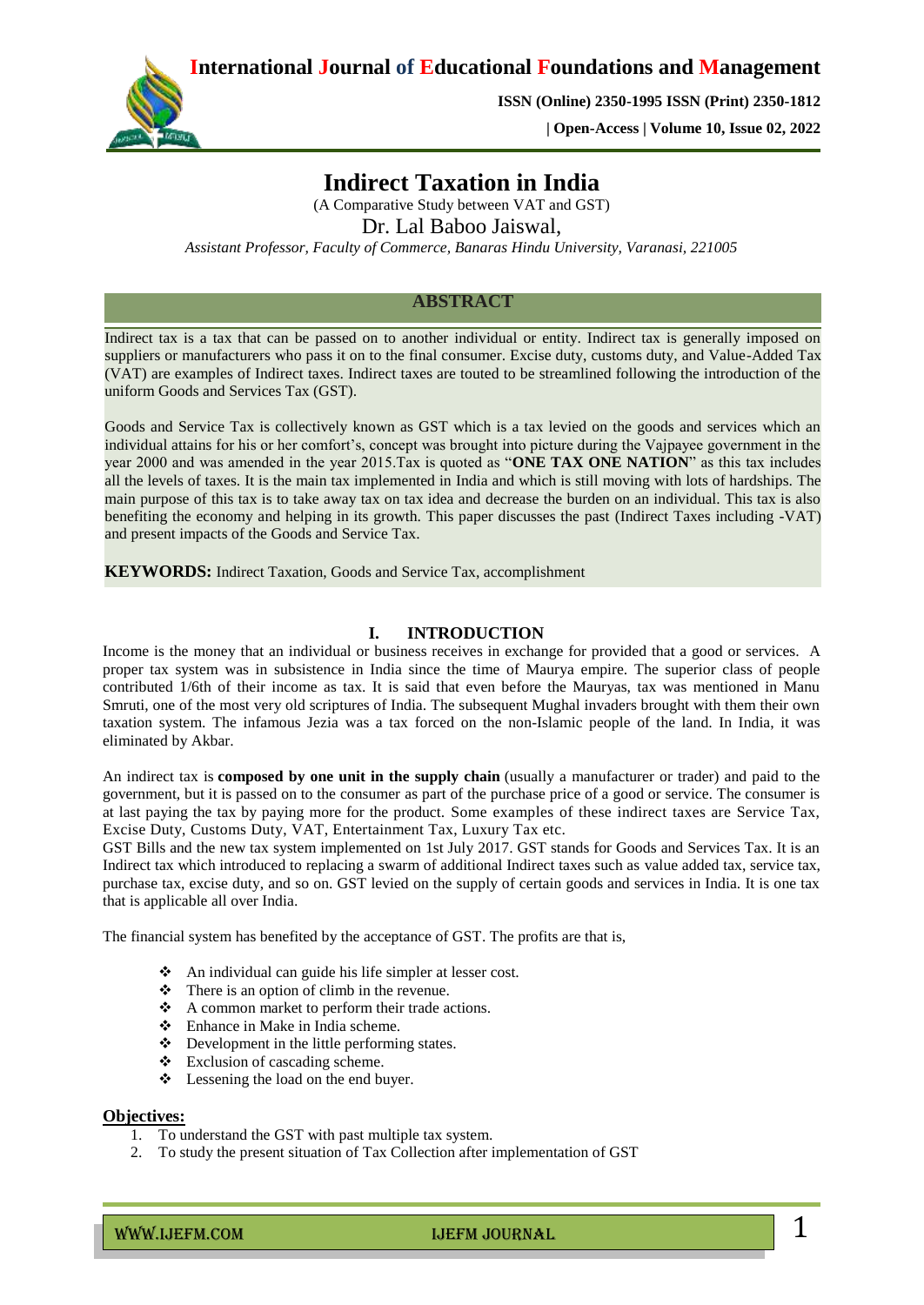# Indirect Taxation in India

(A Comparative Study between VAT and GST)

Dr. Lal Baboo Jaiswal,

*Assistant Professor, Faculty of Commerce, Banaras Hindu University, Varanasi, 221005*

## ABSTRACT

Indirect tax is a tax that can be passed on to another individual or entity. Indirect tax is generally imposed on suppliers or manufacturers who pass it on to the final consumer. Excise duty, customs duty, and Value-Added Tax (VAT) are examples of Indirect taxes. Indirect taxes are touted to be streamlined following the introduction of the uniform Goods and Services Tax (GST).

Goods and Service Tax is collectively known as GST which is a tax levied on the goods and services which an individual attains for his or her comfort's, concept was brought into picture during the Vajpayee government in the year 2000 and was amended in the year 2015.Tax is quoted as "**ONE TAX ONE NATION**" as this tax includes all the levels of taxes. It is the main tax implemented in India and which is still moving with lots of hardships. The main purpose of this tax is to take away tax on tax idea and decrease the burden on an individual. This tax is also benefiting the economy and helping in its growth. This paper discusses the past (Indirect Taxes including -VAT) and present impacts of the Goods and Service Tax.

**KEYWORDS:** Indirect Taxation, Goods and Service Tax, accomplishment

## I. INTRODUCTION

Income is the money that an individual or business receives in exchange for provided that a good or services. A proper tax system was in subsistence in India since the time of Maurya empire. The superior class of people contributed 1/6th of their income as tax. It is said that even before the Mauryas, tax was mentioned in Manu Smruti, one of the most very old scriptures of India. The subsequent Mughal invaders brought with them their own taxation system. The infamous Jezia was a tax forced on the non-Islamic people of the land. In India, it was eliminated by Akbar.

An indirect tax is **composed by one unit in the supply chain** (usually a manufacturer or trader) and paid to the government, but it is passed on to the consumer as part of the purchase price of a good or service. The consumer is at last paying the tax by paying more for the product. Some examples of these indirect taxes are Service Tax, Excise Duty, Customs Duty, VAT, Entertainment Tax, Luxury Tax etc.

GST Bills and the new tax system implemented on 1st July 2017. GST stands for Goods and Services Tax. It is an Indirect tax which introduced to replacing a swarm of additional Indirect taxes such as value added tax, service tax, purchase tax, excise duty, and so on. GST levied on the supply of certain goods and services in India. It is one tax that is applicable all over India.

The financial system has benefited by the acceptance of GST. The profits are that is,

- An individual can guide his life simpler at lesser cost.
- There is an option of climb in the revenue.
- A common market to perform their trade actions.
- Enhance in Make in India scheme.
- Development in the little performing states.
- Exclusion of cascading scheme.
- Lessening the load on the end buyer.

**Objectives:**

1. To understand the GST with past multiple tax system.
2. To study the present situation of Tax Collection after implementation of GST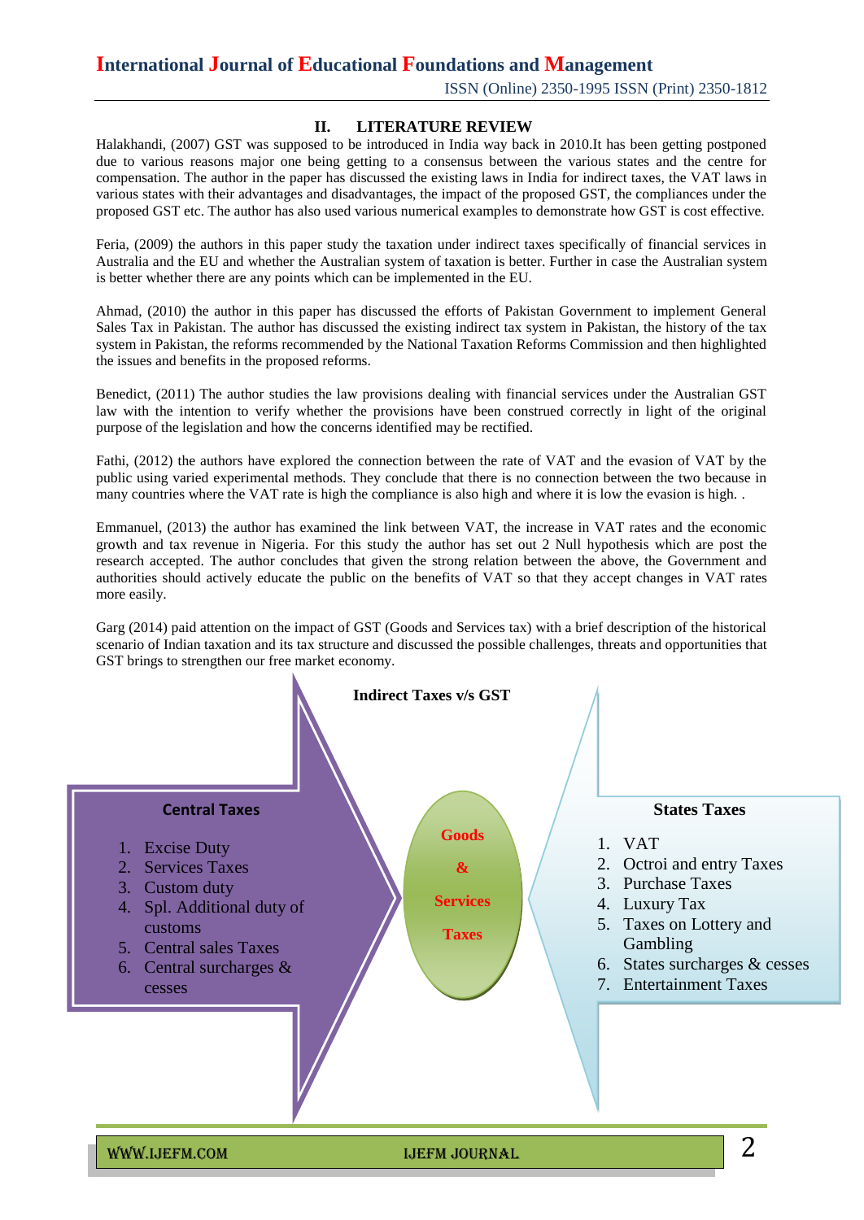## II. LITERATURE REVIEW

Halakhandi, (2007) GST was supposed to be introduced in India way back in 2010.It has been getting postponed due to various reasons major one being getting to a consensus between the various states and the centre for compensation. The author in the paper has discussed the existing laws in India for indirect taxes, the VAT laws in various states with their advantages and disadvantages, the impact of the proposed GST, the compliances under the proposed GST etc. The author has also used various numerical examples to demonstrate how GST is cost effective.

Feria, (2009) the authors in this paper study the taxation under indirect taxes specifically of financial services in Australia and the EU and whether the Australian system of taxation is better. Further in case the Australian system is better whether there are any points which can be implemented in the EU.

Ahmad, (2010) the author in this paper has discussed the efforts of Pakistan Government to implement General Sales Tax in Pakistan. The author has discussed the existing indirect tax system in Pakistan, the history of the tax system in Pakistan, the reforms recommended by the National Taxation Reforms Commission and then highlighted the issues and benefits in the proposed reforms.

Benedict, (2011) The author studies the law provisions dealing with financial services under the Australian GST law with the intention to verify whether the provisions have been construed correctly in light of the original purpose of the legislation and how the concerns identified may be rectified.

Fathi, (2012) the authors have explored the connection between the rate of VAT and the evasion of VAT by the public using varied experimental methods. They conclude that there is no connection between the two because in many countries where the VAT rate is high the compliance is also high and where it is low the evasion is high. .

Emmanuel, (2013) the author has examined the link between VAT, the increase in VAT rates and the economic growth and tax revenue in Nigeria. For this study the author has set out 2 Null hypothesis which are post the research accepted. The author concludes that given the strong relation between the above, the Government and authorities should actively educate the public on the benefits of VAT so that they accept changes in VAT rates more easily.

Garg (2014) paid attention on the impact of GST (Goods and Services tax) with a brief description of the historical scenario of Indian taxation and its tax structure and discussed the possible challenges, threats and opportunities that GST brings to strengthen our free market economy.

**Indirect Taxes v/s GST**

**Central Taxes**

1. Excise Duty
2. Services Taxes
3. Custom duty
4. Spl. Additional duty of customs
5. Central sales Taxes
6. Central surcharges & cesses

**Goods & Services Taxes**

**States Taxes**

1. VAT
2. Octroi and entry Taxes
3. Purchase Taxes
4. Luxury Tax
5. Taxes on Lottery and Gambling
6. States surcharges & cesses
7. Entertainment Taxes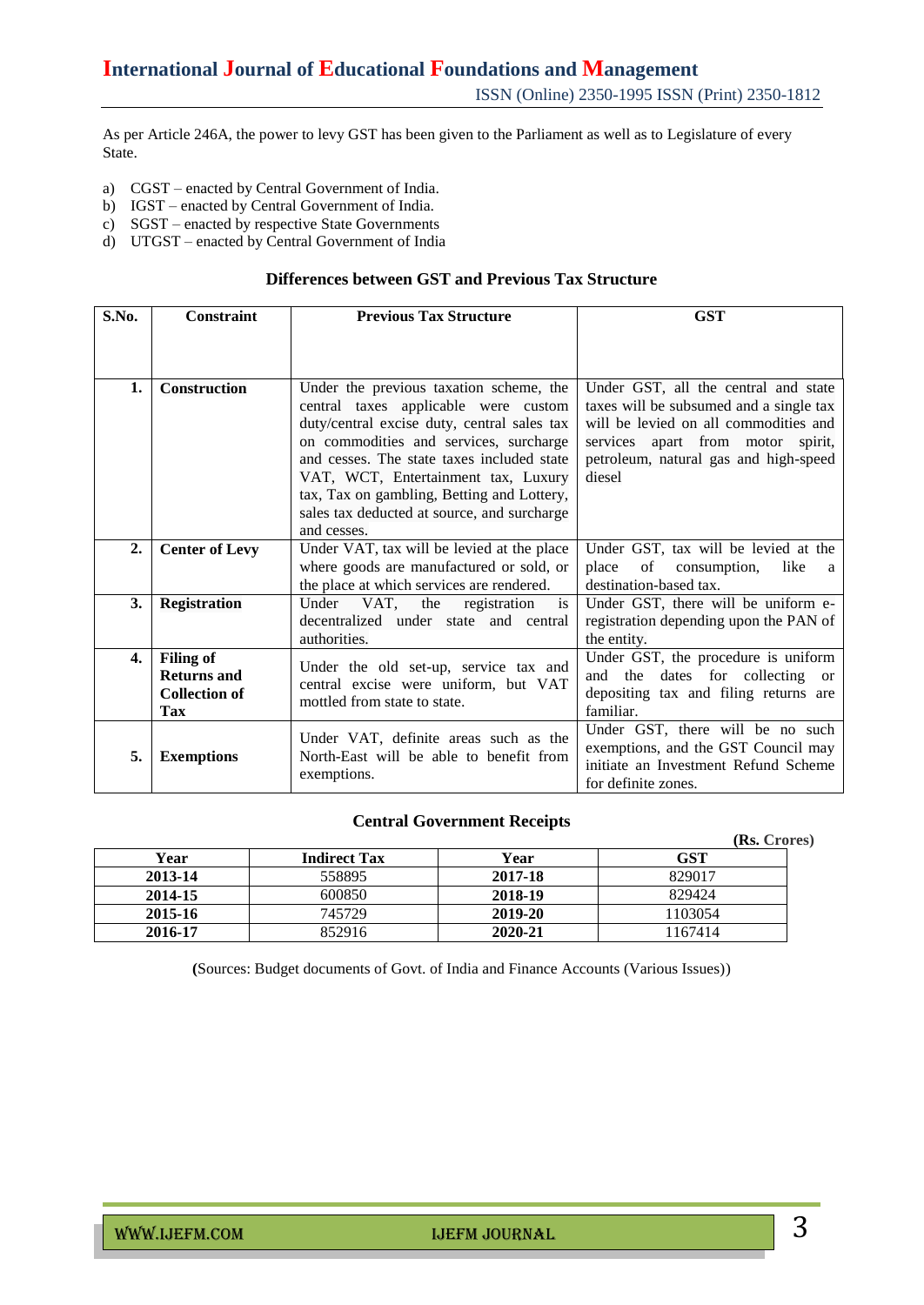As per Article 246A, the power to levy GST has been given to the Parliament as well as to Legislature of every State.

a) CGST – enacted by Central Government of India.
b) IGST – enacted by Central Government of India.
c) SGST – enacted by respective State Governments
d) UTGST – enacted by Central Government of India

**Differences between GST and Previous Tax Structure**

| S.No. | Constraint | Previous Tax Structure | GST |
|---|---|---|---|
| 1. | **Construction** | Under the previous taxation scheme, the central taxes applicable were custom duty/central excise duty, central sales tax on commodities and services, surcharge and cesses. The state taxes included state VAT, WCT, Entertainment tax, Luxury tax, Tax on gambling, Betting and Lottery, sales tax deducted at source, and surcharge and cesses. | Under GST, all the central and state taxes will be subsumed and a single tax will be levied on all commodities and services apart from motor spirit, petroleum, natural gas and high-speed diesel |
| 2. | **Center of Levy** | Under VAT, tax will be levied at the place where goods are manufactured or sold, or the place at which services are rendered. | Under GST, tax will be levied at the place of consumption, like a destination-based tax. |
| 3. | **Registration** | Under VAT, the registration is decentralized under state and central authorities. | Under GST, there will be uniform e-registration depending upon the PAN of the entity. |
| 4. | **Filing of Returns and Collection of Tax** | Under the old set-up, service tax and central excise were uniform, but VAT mottled from state to state. | Under GST, the procedure is uniform and the dates for collecting or depositing tax and filing returns are familiar. |
| 5. | **Exemptions** | Under VAT, definite areas such as the North-East will be able to benefit from exemptions. | Under GST, there will be no such exemptions, and the GST Council may initiate an Investment Refund Scheme for definite zones. |

**Central Government Receipts**

(Rs. Crores)

| Year | Indirect Tax | Year | GST |
|---|---|---|---|
| **2013-14** | 558895 | **2017-18** | 829017 |
| **2014-15** | 600850 | **2018-19** | 829424 |
| **2015-16** | 745729 | **2019-20** | 1103054 |
| **2016-17** | 852916 | **2020-21** | 1167414 |

(Sources: Budget documents of Govt. of India and Finance Accounts (Various Issues))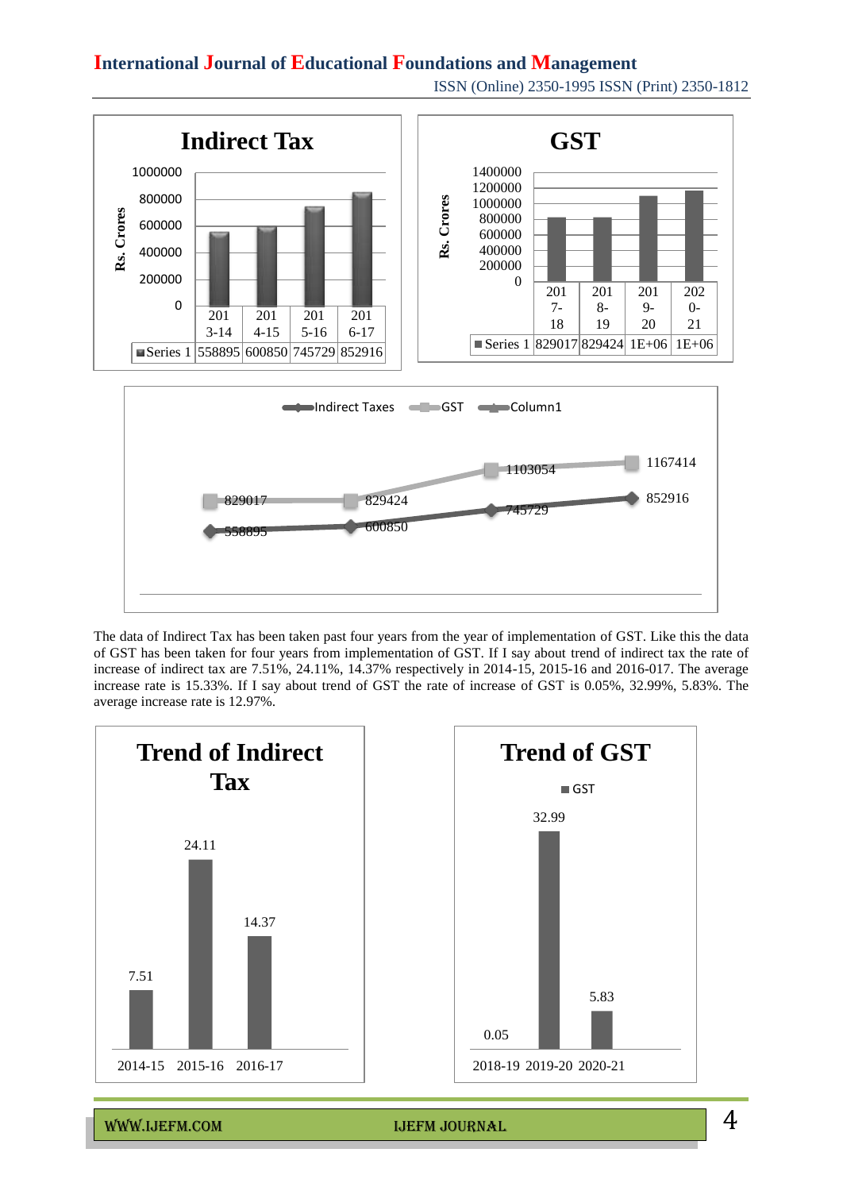**Indirect Tax**

| | 2013-14 | 2014-15 | 2015-16 | 2016-17 |
|---|---|---|---|---|
| Series 1 | 558895 | 600850 | 745729 | 852916 |

**GST**

| | 2017-18 | 2018-19 | 2019-20 | 2020-21 |
|---|---|---|---|---|
| Series 1 | 829017 | 829424 | 1E+06 | 1E+06 |

| | Indirect Taxes | GST |
|---|---|---|
| 1 | 558895 | 829017 |
| 2 | 600850 | 829424 |
| 3 | 745729 | 1103054 |
| 4 | 852916 | 1167414 |

The data of Indirect Tax has been taken past four years from the year of implementation of GST. Like this the data of GST has been taken for four years from implementation of GST. If I say about trend of indirect tax the rate of increase of indirect tax are 7.51%, 24.11%, 14.37% respectively in 2014-15, 2015-16 and 2016-017. The average increase rate is 15.33%. If I say about trend of GST the rate of increase of GST is 0.05%, 32.99%, 5.83%. The average increase rate is 12.97%.

**Trend of Indirect Tax**

| 2014-15 | 2015-16 | 2016-17 |
|---|---|---|
| 7.51 | 24.11 | 14.37 |

**Trend of GST**

| | 2018-19 | 2019-20 | 2020-21 |
|---|---|---|---|
| GST | 0.05 | 32.99 | 5.83 |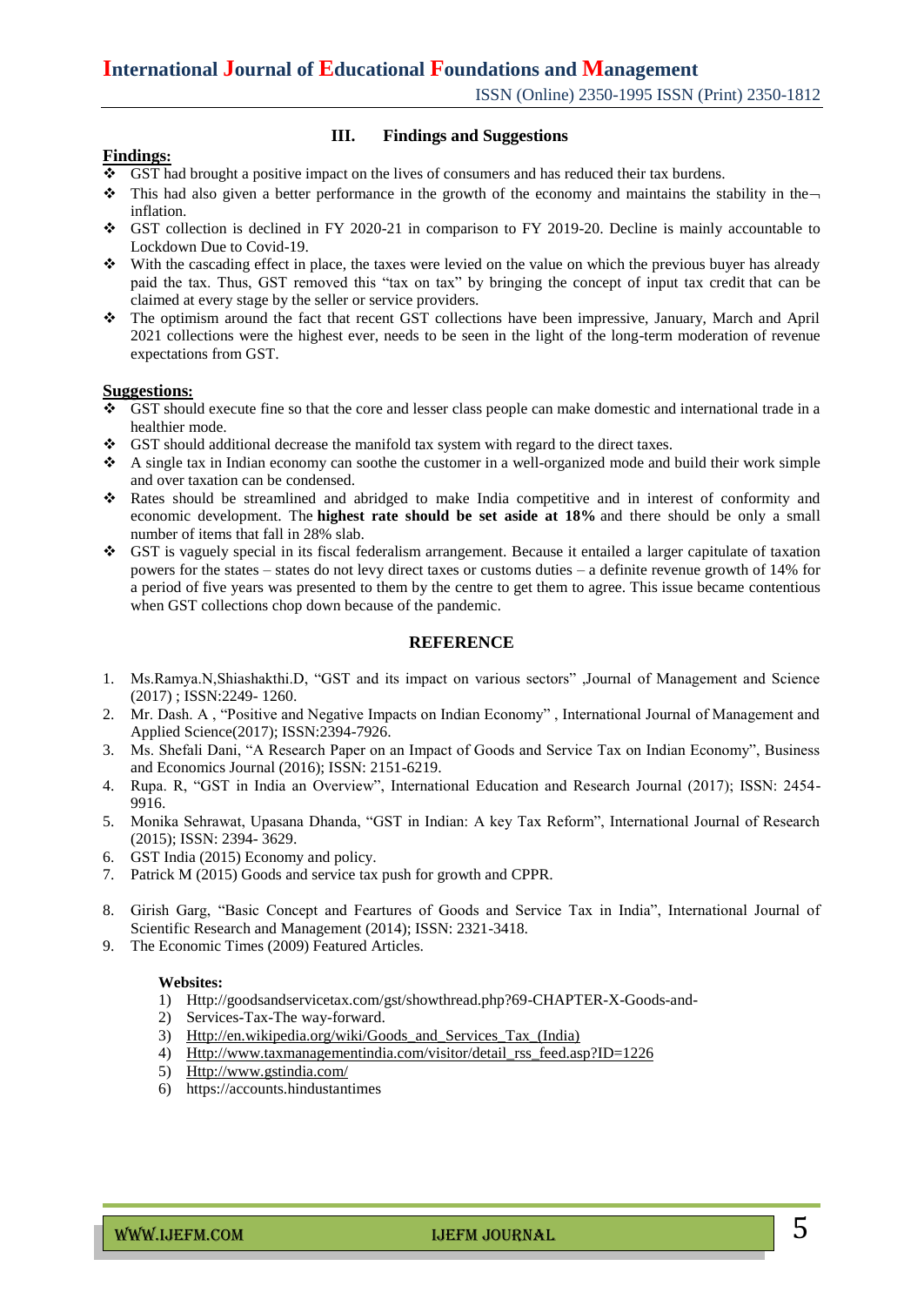## III. Findings and Suggestions

**Findings:**

- GST had brought a positive impact on the lives of consumers and has reduced their tax burdens.
- This had also given a better performance in the growth of the economy and maintains the stability in the¬ inflation.
- GST collection is declined in FY 2020-21 in comparison to FY 2019-20. Decline is mainly accountable to Lockdown Due to Covid-19.
- With the cascading effect in place, the taxes were levied on the value on which the previous buyer has already paid the tax. Thus, GST removed this "tax on tax" by bringing the concept of input tax credit that can be claimed at every stage by the seller or service providers.
- The optimism around the fact that recent GST collections have been impressive, January, March and April 2021 collections were the highest ever, needs to be seen in the light of the long-term moderation of revenue expectations from GST.

**Suggestions:**

- GST should execute fine so that the core and lesser class people can make domestic and international trade in a healthier mode.
- GST should additional decrease the manifold tax system with regard to the direct taxes.
- A single tax in Indian economy can soothe the customer in a well-organized mode and build their work simple and over taxation can be condensed.
- Rates should be streamlined and abridged to make India competitive and in interest of conformity and economic development. The **highest rate should be set aside at 18%** and there should be only a small number of items that fall in 28% slab.
- GST is vaguely special in its fiscal federalism arrangement. Because it entailed a larger capitulate of taxation powers for the states – states do not levy direct taxes or customs duties – a definite revenue growth of 14% for a period of five years was presented to them by the centre to get them to agree. This issue became contentious when GST collections chop down because of the pandemic.

## REFERENCE

1. Ms.Ramya.N,Shiashakthi.D, "GST and its impact on various sectors" ,Journal of Management and Science (2017) ; ISSN:2249- 1260.
2. Mr. Dash. A , "Positive and Negative Impacts on Indian Economy" , International Journal of Management and Applied Science(2017); ISSN:2394-7926.
3. Ms. Shefali Dani, "A Research Paper on an Impact of Goods and Service Tax on Indian Economy", Business and Economics Journal (2016); ISSN: 2151-6219.
4. Rupa. R, "GST in India an Overview", International Education and Research Journal (2017); ISSN: 2454-9916.
5. Monika Sehrawat, Upasana Dhanda, "GST in Indian: A key Tax Reform", International Journal of Research (2015); ISSN: 2394- 3629.
6. GST India (2015) Economy and policy.
7. Patrick M (2015) Goods and service tax push for growth and CPPR.
8. Girish Garg, "Basic Concept and Feartures of Goods and Service Tax in India", International Journal of Scientific Research and Management (2014); ISSN: 2321-3418.
9. The Economic Times (2009) Featured Articles.

**Websites:**

1) Http://goodsandservicetax.com/gst/showthread.php?69-CHAPTER-X-Goods-and-
2) Services-Tax-The way-forward.
3) Http://en.wikipedia.org/wiki/Goods_and_Services_Tax_(India)
4) Http://www.taxmanagementindia.com/visitor/detail_rss_feed.asp?ID=1226
5) Http://www.gstindia.com/
6) https://accounts.hindustantimes